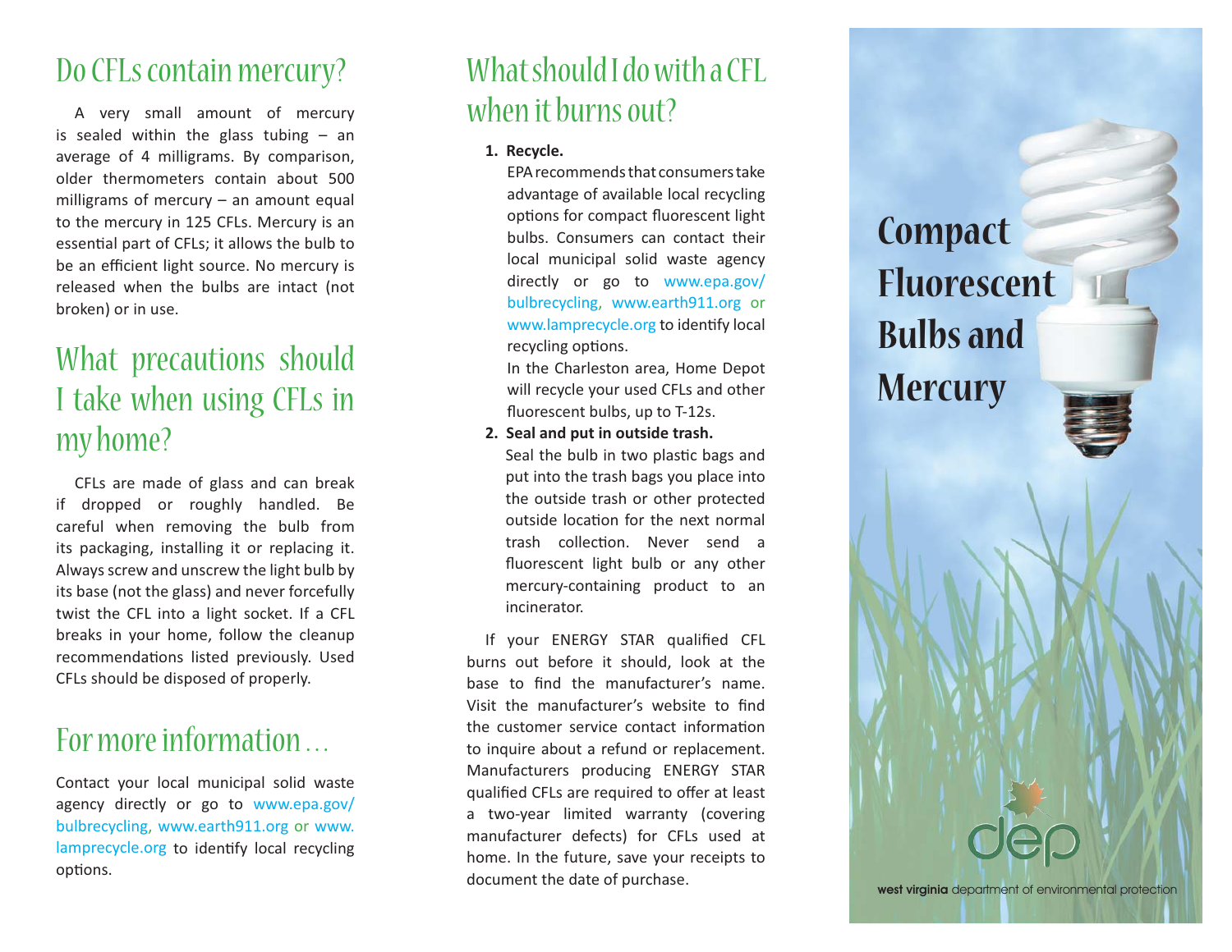## Do CFLs contain mercury?

A very small amount of mercury is sealed within the glass tubing – an average of 4 milligrams. By comparison, older thermometers contain about 500 milligrams of mercury – an amount equal to the mercury in 125 CFLs. Mercury is an essential part of CFLs; it allows the bulb to be an efficient light source. No mercury is released when the bulbs are intact (not broken) or in use.

## What precautions should I take when using CFLs in my home?

CFLs are made of glass and can break if dropped or roughly handled. Be careful when removing the bulb from its packaging, installing it or replacing it. Always screw and unscrew the light bulb by its base (not the glass) and never forcefully twist the CFL into a light socket. If a CFL breaks in your home, follow the cleanup recommendations listed previously. Used CFLs should be disposed of properly.

## For more information…

Contact your local municipal solid waste agency directly or go to www.epa.gov/bulbrecycling, www.earth911.org or www.lamprecycle.org to identify local recycling options.

## What should I do with a CFL when it burns out?

1. **Recycle.**
   EPA recommends that consumers take advantage of available local recycling options for compact fluorescent light bulbs. Consumers can contact their local municipal solid waste agency directly or go to www.epa.gov/bulbrecycling, www.earth911.org or www.lamprecycle.org to identify local recycling options.
   In the Charleston area, Home Depot will recycle your used CFLs and other fluorescent bulbs, up to T-12s.
2. **Seal and put in outside trash.**
   Seal the bulb in two plastic bags and put into the trash bags you place into the outside trash or other protected outside location for the next normal trash collection. Never send a fluorescent light bulb or any other mercury-containing product to an incinerator.

If your ENERGY STAR qualified CFL burns out before it should, look at the base to find the manufacturer's name. Visit the manufacturer's website to find the customer service contact information to inquire about a refund or replacement. Manufacturers producing ENERGY STAR qualified CFLs are required to offer at least a two-year limited warranty (covering manufacturer defects) for CFLs used at home. In the future, save your receipts to document the date of purchase.

# Compact Fluorescent Bulbs and Mercury

dep

**west virginia** department of environmental protection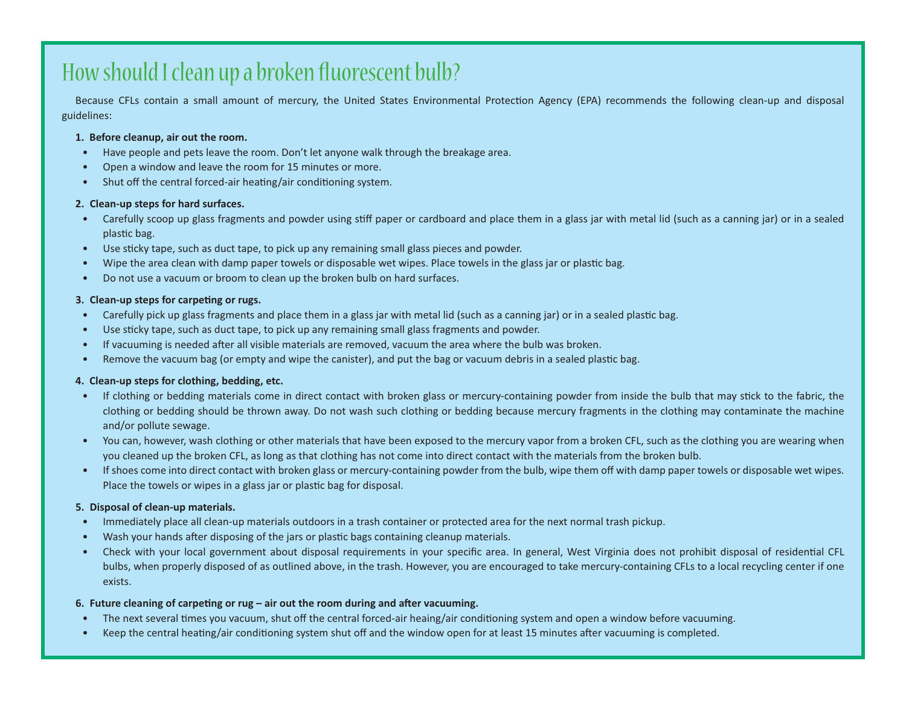# How should I clean up a broken fluorescent bulb?

Because CFLs contain a small amount of mercury, the United States Environmental Protection Agency (EPA) recommends the following clean-up and disposal guidelines:

1. **Before cleanup, air out the room.**
   - Have people and pets leave the room. Don't let anyone walk through the breakage area.
   - Open a window and leave the room for 15 minutes or more.
   - Shut off the central forced-air heating/air conditioning system.

2. **Clean-up steps for hard surfaces.**
   - Carefully scoop up glass fragments and powder using stiff paper or cardboard and place them in a glass jar with metal lid (such as a canning jar) or in a sealed plastic bag.
   - Use sticky tape, such as duct tape, to pick up any remaining small glass pieces and powder.
   - Wipe the area clean with damp paper towels or disposable wet wipes. Place towels in the glass jar or plastic bag.
   - Do not use a vacuum or broom to clean up the broken bulb on hard surfaces.

3. **Clean-up steps for carpeting or rugs.**
   - Carefully pick up glass fragments and place them in a glass jar with metal lid (such as a canning jar) or in a sealed plastic bag.
   - Use sticky tape, such as duct tape, to pick up any remaining small glass fragments and powder.
   - If vacuuming is needed after all visible materials are removed, vacuum the area where the bulb was broken.
   - Remove the vacuum bag (or empty and wipe the canister), and put the bag or vacuum debris in a sealed plastic bag.

4. **Clean-up steps for clothing, bedding, etc.**
   - If clothing or bedding materials come in direct contact with broken glass or mercury-containing powder from inside the bulb that may stick to the fabric, the clothing or bedding should be thrown away. Do not wash such clothing or bedding because mercury fragments in the clothing may contaminate the machine and/or pollute sewage.
   - You can, however, wash clothing or other materials that have been exposed to the mercury vapor from a broken CFL, such as the clothing you are wearing when you cleaned up the broken CFL, as long as that clothing has not come into direct contact with the materials from the broken bulb.
   - If shoes come into direct contact with broken glass or mercury-containing powder from the bulb, wipe them off with damp paper towels or disposable wet wipes. Place the towels or wipes in a glass jar or plastic bag for disposal.

5. **Disposal of clean-up materials.**
   - Immediately place all clean-up materials outdoors in a trash container or protected area for the next normal trash pickup.
   - Wash your hands after disposing of the jars or plastic bags containing cleanup materials.
   - Check with your local government about disposal requirements in your specific area. In general, West Virginia does not prohibit disposal of residential CFL bulbs, when properly disposed of as outlined above, in the trash. However, you are encouraged to take mercury-containing CFLs to a local recycling center if one exists.

6. **Future cleaning of carpeting or rug – air out the room during and after vacuuming.**
   - The next several times you vacuum, shut off the central forced-air heaing/air conditioning system and open a window before vacuuming.
   - Keep the central heating/air conditioning system shut off and the window open for at least 15 minutes after vacuuming is completed.